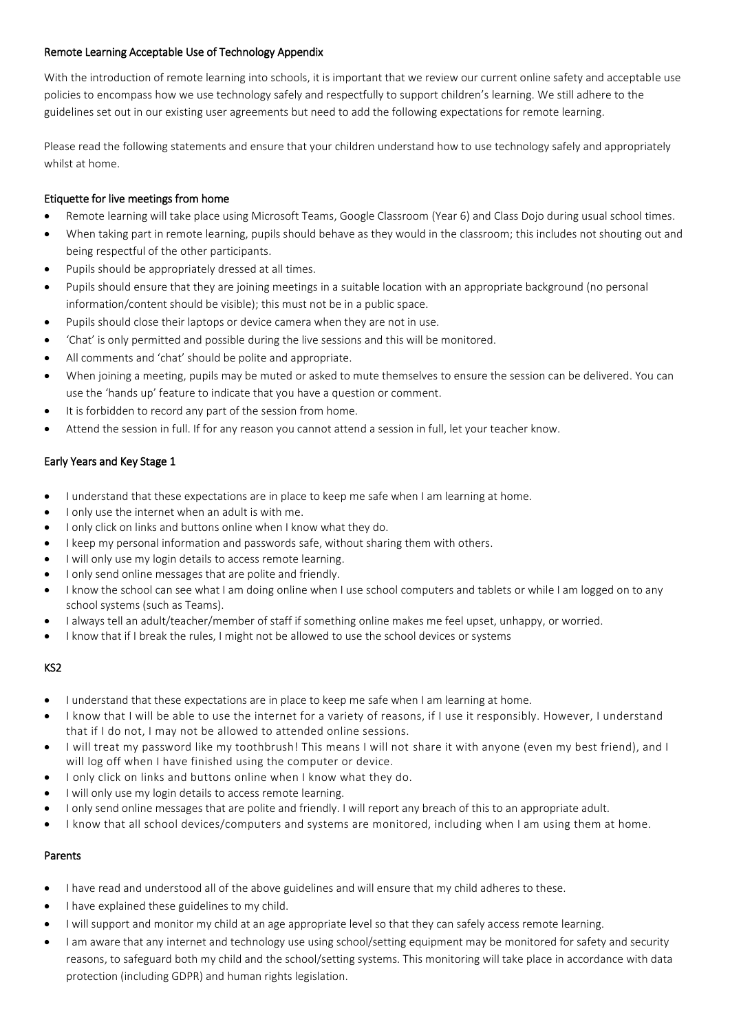## Remote Learning Acceptable Use of Technology Appendix

With the introduction of remote learning into schools, it is important that we review our current online safety and acceptable use policies to encompass how we use technology safely and respectfully to support children's learning. We still adhere to the guidelines set out in our existing user agreements but need to add the following expectations for remote learning.

Please read the following statements and ensure that your children understand how to use technology safely and appropriately whilst at home.

### Etiquette for live meetings from home

- Remote learning will take place using Microsoft Teams, Google Classroom (Year 6) and Class Dojo during usual school times.
- When taking part in remote learning, pupils should behave as they would in the classroom; this includes not shouting out and being respectful of the other participants.
- Pupils should be appropriately dressed at all times.
- Pupils should ensure that they are joining meetings in a suitable location with an appropriate background (no personal information/content should be visible); this must not be in a public space.
- Pupils should close their laptops or device camera when they are not in use.
- 'Chat' is only permitted and possible during the live sessions and this will be monitored.
- All comments and 'chat' should be polite and appropriate.
- When joining a meeting, pupils may be muted or asked to mute themselves to ensure the session can be delivered. You can use the 'hands up' feature to indicate that you have a question or comment.
- It is forbidden to record any part of the session from home.
- Attend the session in full. If for any reason you cannot attend a session in full, let your teacher know.

### Early Years and Key Stage 1

- I understand that these expectations are in place to keep me safe when I am learning at home.
- I only use the internet when an adult is with me.
- I only click on links and buttons online when I know what they do.
- I keep my personal information and passwords safe, without sharing them with others.
- I will only use my login details to access remote learning.
- I only send online messages that are polite and friendly.
- I know the school can see what I am doing online when I use school computers and tablets or while I am logged on to any school systems (such as Teams).
- I always tell an adult/teacher/member of staff if something online makes me feel upset, unhappy, or worried.
- I know that if I break the rules, I might not be allowed to use the school devices or systems

### KS2

- I understand that these expectations are in place to keep me safe when I am learning at home.
- I know that I will be able to use the internet for a variety of reasons, if I use it responsibly. However, I understand that if I do not, I may not be allowed to attended online sessions.
- I will treat my password like my toothbrush! This means I will not share it with anyone (even my best friend), and I will log off when I have finished using the computer or device.
- I only click on links and buttons online when I know what they do.
- I will only use my login details to access remote learning.
- I only send online messages that are polite and friendly. I will report any breach of this to an appropriate adult.
- I know that all school devices/computers and systems are monitored, including when I am using them at home.

### Parents

- I have read and understood all of the above guidelines and will ensure that my child adheres to these.
- I have explained these guidelines to my child.
- I will support and monitor my child at an age appropriate level so that they can safely access remote learning.
- I am aware that any internet and technology use using school/setting equipment may be monitored for safety and security reasons, to safeguard both my child and the school/setting systems. This monitoring will take place in accordance with data protection (including GDPR) and human rights legislation.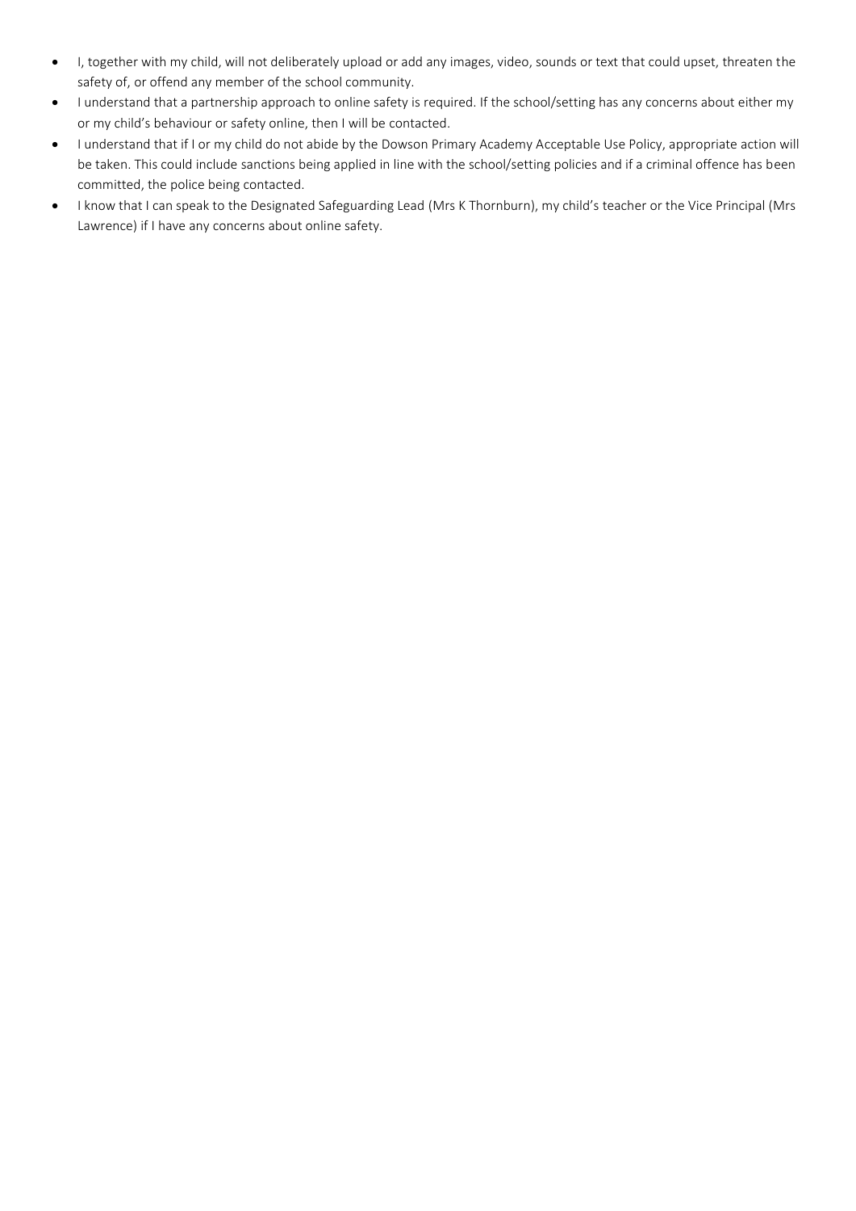- I, together with my child, will not deliberately upload or add any images, video, sounds or text that could upset, threaten the safety of, or offend any member of the school community.
- I understand that a partnership approach to online safety is required. If the school/setting has any concerns about either my or my child's behaviour or safety online, then I will be contacted.
- I understand that if I or my child do not abide by the Dowson Primary Academy Acceptable Use Policy, appropriate action will be taken. This could include sanctions being applied in line with the school/setting policies and if a criminal offence has been committed, the police being contacted.
- I know that I can speak to the Designated Safeguarding Lead (Mrs K Thornburn), my child's teacher or the Vice Principal (Mrs Lawrence) if I have any concerns about online safety.